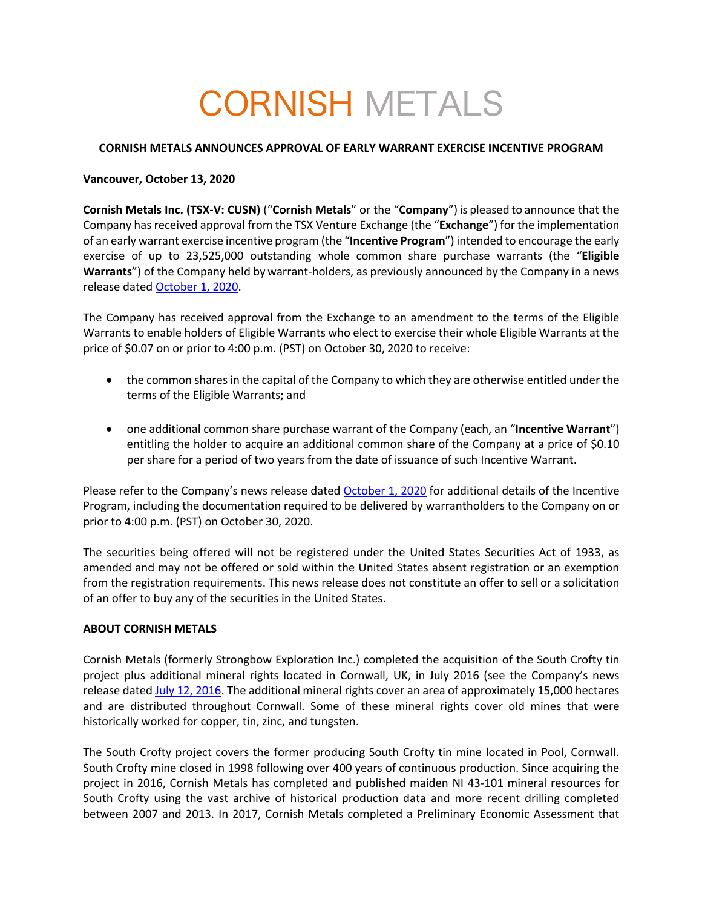# CORNISH METALS

**CORNISH METALS ANNOUNCES APPROVAL OF EARLY WARRANT EXERCISE INCENTIVE PROGRAM**

**Vancouver, October 13, 2020**

**Cornish Metals Inc. (TSX-V: CUSN)** ("**Cornish Metals**" or the "**Company**") is pleased to announce that the Company has received approval from the TSX Venture Exchange (the "**Exchange**") for the implementation of an early warrant exercise incentive program (the "**Incentive Program**") intended to encourage the early exercise of up to 23,525,000 outstanding whole common share purchase warrants (the "**Eligible Warrants**") of the Company held by warrant-holders, as previously announced by the Company in a news release dated October 1, 2020.

The Company has received approval from the Exchange to an amendment to the terms of the Eligible Warrants to enable holders of Eligible Warrants who elect to exercise their whole Eligible Warrants at the price of $0.07 on or prior to 4:00 p.m. (PST) on October 30, 2020 to receive:

- the common shares in the capital of the Company to which they are otherwise entitled under the terms of the Eligible Warrants; and
- one additional common share purchase warrant of the Company (each, an "**Incentive Warrant**") entitling the holder to acquire an additional common share of the Company at a price of $0.10 per share for a period of two years from the date of issuance of such Incentive Warrant.

Please refer to the Company's news release dated October 1, 2020 for additional details of the Incentive Program, including the documentation required to be delivered by warrantholders to the Company on or prior to 4:00 p.m. (PST) on October 30, 2020.

The securities being offered will not be registered under the United States Securities Act of 1933, as amended and may not be offered or sold within the United States absent registration or an exemption from the registration requirements. This news release does not constitute an offer to sell or a solicitation of an offer to buy any of the securities in the United States.

**ABOUT CORNISH METALS**

Cornish Metals (formerly Strongbow Exploration Inc.) completed the acquisition of the South Crofty tin project plus additional mineral rights located in Cornwall, UK, in July 2016 (see the Company's news release dated July 12, 2016. The additional mineral rights cover an area of approximately 15,000 hectares and are distributed throughout Cornwall. Some of these mineral rights cover old mines that were historically worked for copper, tin, zinc, and tungsten.

The South Crofty project covers the former producing South Crofty tin mine located in Pool, Cornwall. South Crofty mine closed in 1998 following over 400 years of continuous production. Since acquiring the project in 2016, Cornish Metals has completed and published maiden NI 43-101 mineral resources for South Crofty using the vast archive of historical production data and more recent drilling completed between 2007 and 2013. In 2017, Cornish Metals completed a Preliminary Economic Assessment that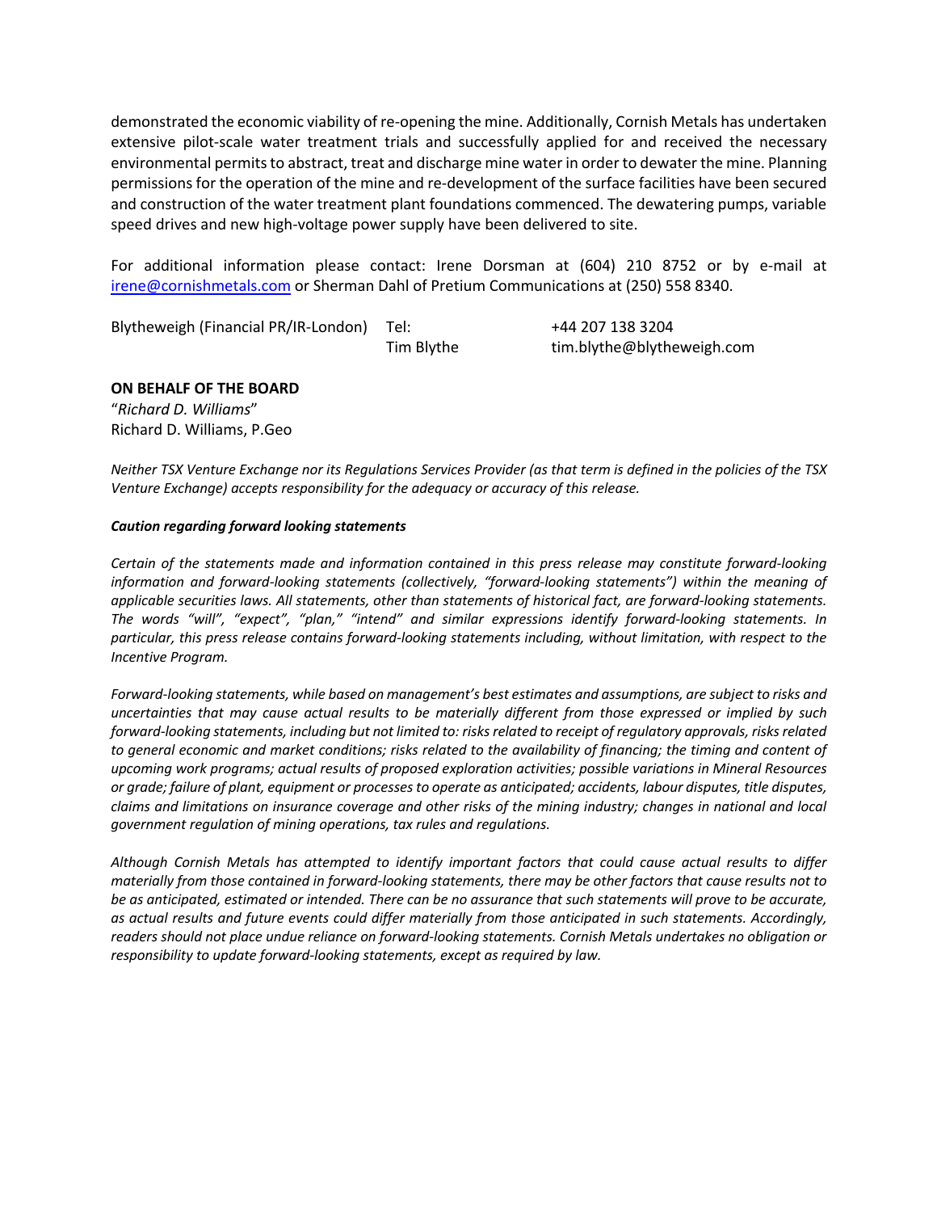demonstrated the economic viability of re-opening the mine. Additionally, Cornish Metals has undertaken extensive pilot-scale water treatment trials and successfully applied for and received the necessary environmental permits to abstract, treat and discharge mine water in order to dewater the mine. Planning permissions for the operation of the mine and re-development of the surface facilities have been secured and construction of the water treatment plant foundations commenced. The dewatering pumps, variable speed drives and new high-voltage power supply have been delivered to site.

For additional information please contact: Irene Dorsman at (604) 210 8752 or by e-mail at irene@cornishmetals.com or Sherman Dahl of Pretium Communications at (250) 558 8340.

| | | |
|---|---|---|
| Blytheweigh (Financial PR/IR-London) | Tel: | +44 207 138 3204 |
| | Tim Blythe | tim.blythe@blytheweigh.com |

**ON BEHALF OF THE BOARD**
"*Richard D. Williams*"
Richard D. Williams, P.Geo

*Neither TSX Venture Exchange nor its Regulations Services Provider (as that term is defined in the policies of the TSX Venture Exchange) accepts responsibility for the adequacy or accuracy of this release.*

***Caution regarding forward looking statements***

*Certain of the statements made and information contained in this press release may constitute forward-looking information and forward-looking statements (collectively, "forward-looking statements") within the meaning of applicable securities laws. All statements, other than statements of historical fact, are forward-looking statements. The words "will", "expect", "plan," "intend" and similar expressions identify forward-looking statements. In particular, this press release contains forward-looking statements including, without limitation, with respect to the Incentive Program.*

*Forward-looking statements, while based on management's best estimates and assumptions, are subject to risks and uncertainties that may cause actual results to be materially different from those expressed or implied by such forward-looking statements, including but not limited to: risks related to receipt of regulatory approvals, risks related to general economic and market conditions; risks related to the availability of financing; the timing and content of upcoming work programs; actual results of proposed exploration activities; possible variations in Mineral Resources or grade; failure of plant, equipment or processes to operate as anticipated; accidents, labour disputes, title disputes, claims and limitations on insurance coverage and other risks of the mining industry; changes in national and local government regulation of mining operations, tax rules and regulations.*

*Although Cornish Metals has attempted to identify important factors that could cause actual results to differ materially from those contained in forward-looking statements, there may be other factors that cause results not to be as anticipated, estimated or intended. There can be no assurance that such statements will prove to be accurate, as actual results and future events could differ materially from those anticipated in such statements. Accordingly, readers should not place undue reliance on forward-looking statements. Cornish Metals undertakes no obligation or responsibility to update forward-looking statements, except as required by law.*